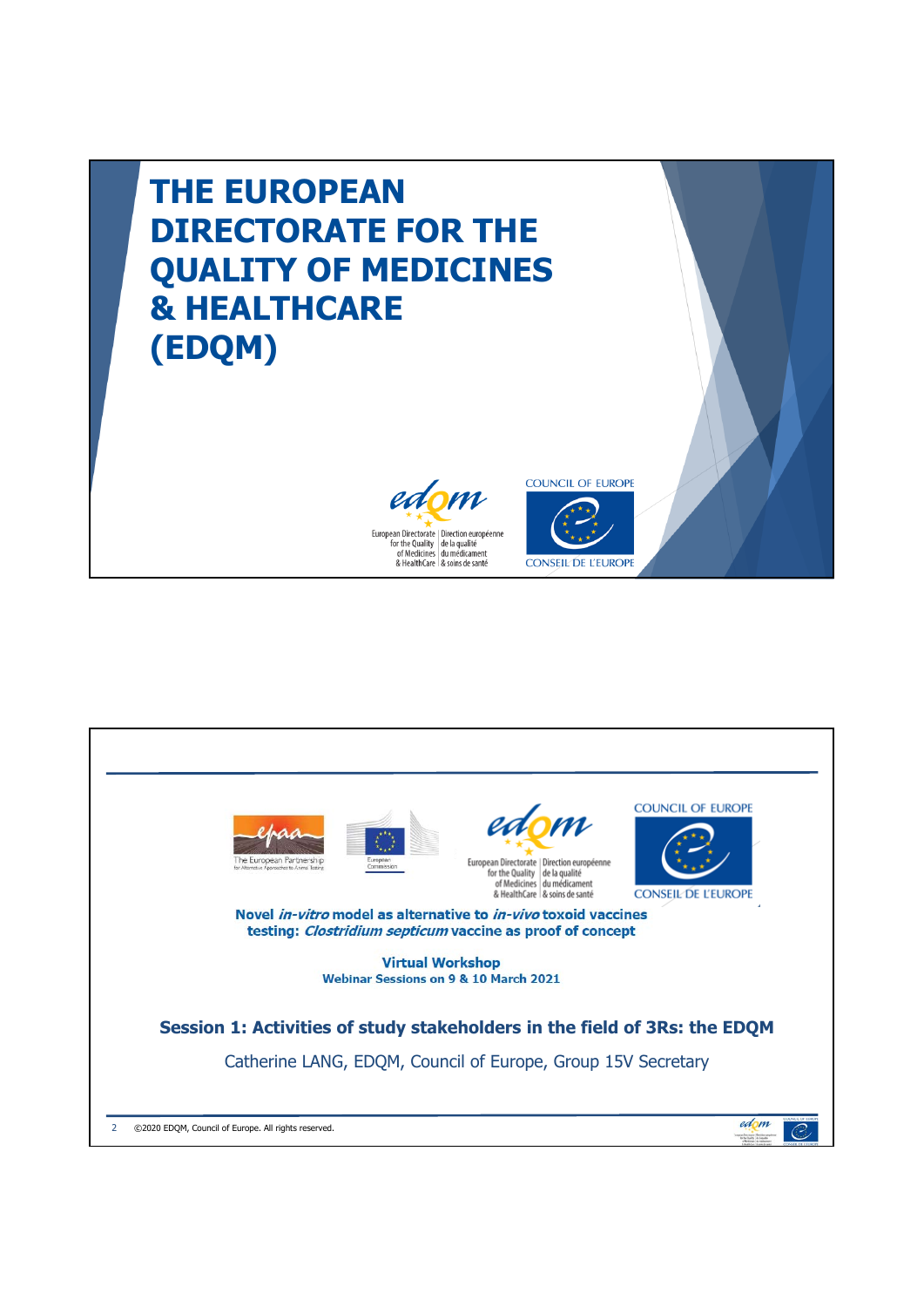# THE EUROPEAN DIRECTORATE FOR THE QUALITY OF MEDICINES & HEALTHCARE (EDQM)

European Directorate for the Quality of Medicines & HealthCare | Direction européenne de la qualité du médicament & soins de santé

COUNCIL OF EUROPE
CONSEIL DE L'EUROPE

---

The European Partnership for Alternative Approaches to Animal Testing

European Commission

European Directorate for the Quality of Medicines & HealthCare | Direction européenne de la qualité du médicament & soins de santé

COUNCIL OF EUROPE
CONSEIL DE L'EUROPE

**Novel *in-vitro* model as alternative to *in-vivo* toxoid vaccines testing: *Clostridium septicum* vaccine as proof of concept**

**Virtual Workshop**
**Webinar Sessions on 9 & 10 March 2021**

## Session 1: Activities of study stakeholders in the field of 3Rs: the EDQM

Catherine LANG, EDQM, Council of Europe, Group 15V Secretary

©2020 EDQM, Council of Europe. All rights reserved.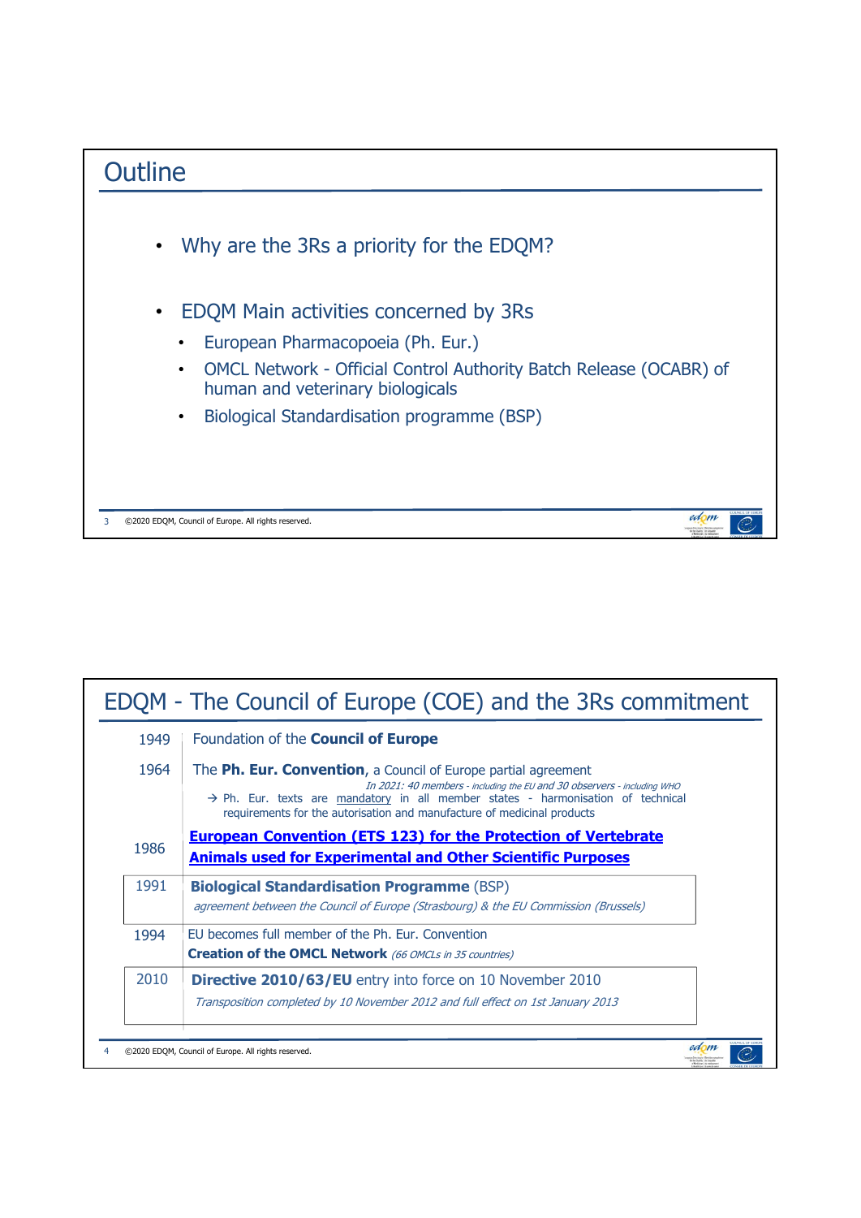## Outline

- Why are the 3Rs a priority for the EDQM?
- EDQM Main activities concerned by 3Rs
  - European Pharmacopoeia (Ph. Eur.)
  - OMCL Network - Official Control Authority Batch Release (OCABR) of human and veterinary biologicals
  - Biological Standardisation programme (BSP)

## EDQM - The Council of Europe (COE) and the 3Rs commitment

| | |
|---|---|
| 1949 | Foundation of the **Council of Europe** |
| 1964 | The **Ph. Eur. Convention**, a Council of Europe partial agreement<br>*In 2021: 40 members - including the EU and 30 observers - including WHO*<br>→ Ph. Eur. texts are mandatory in all member states - harmonisation of technical requirements for the autorisation and manufacture of medicinal products |
| 1986 | **European Convention (ETS 123) for the Protection of Vertebrate Animals used for Experimental and Other Scientific Purposes** |
| 1991 | **Biological Standardisation Programme** (BSP)<br>*agreement between the Council of Europe (Strasbourg) & the EU Commission (Brussels)* |
| 1994 | EU becomes full member of the Ph. Eur. Convention<br>**Creation of the OMCL Network** *(66 OMCLs in 35 countries)* |
| 2010 | **Directive 2010/63/EU** entry into force on 10 November 2010<br>*Transposition completed by 10 November 2012 and full effect on 1st January 2013* |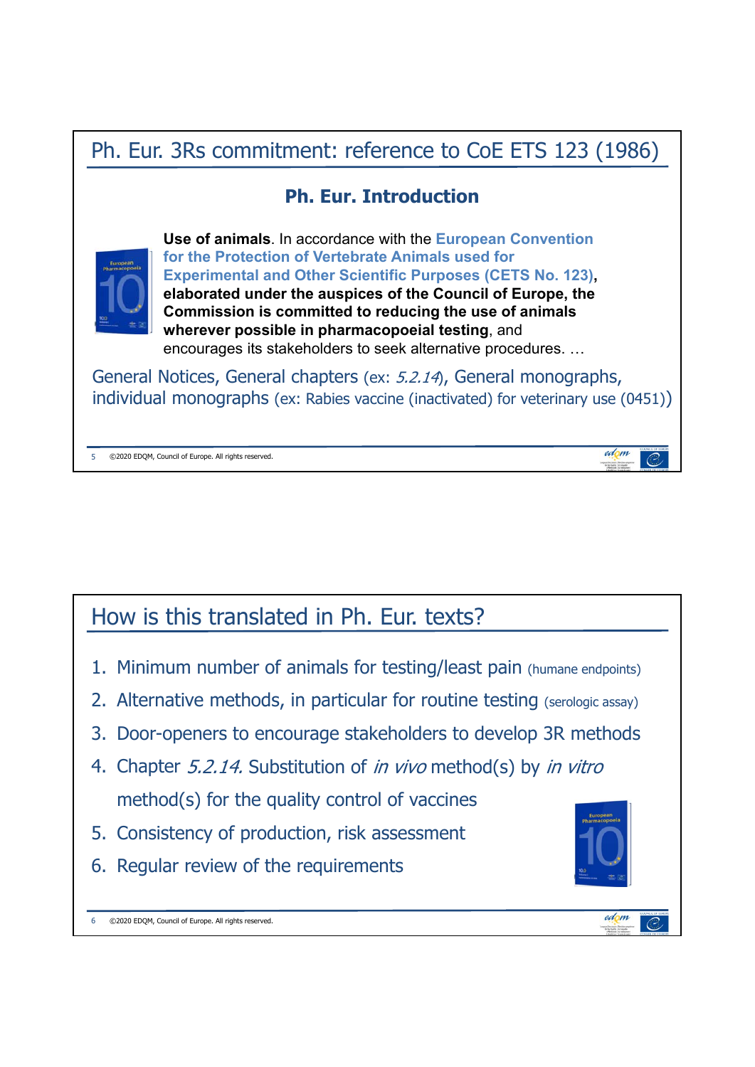## Ph. Eur. 3Rs commitment: reference to CoE ETS 123 (1986)

### Ph. Eur. Introduction

**Use of animals**. In accordance with the **European Convention for the Protection of Vertebrate Animals used for Experimental and Other Scientific Purposes (CETS No. 123)**, **elaborated under the auspices of the Council of Europe, the Commission is committed to reducing the use of animals wherever possible in pharmacopoeial testing**, and encourages its stakeholders to seek alternative procedures. …

General Notices, General chapters (ex: *5.2.14*), General monographs, individual monographs (ex: Rabies vaccine (inactivated) for veterinary use (0451))

## How is this translated in Ph. Eur. texts?

1. Minimum number of animals for testing/least pain (humane endpoints)
2. Alternative methods, in particular for routine testing (serologic assay)
3. Door-openers to encourage stakeholders to develop 3R methods
4. Chapter *5.2.14.* Substitution of *in vivo* method(s) by *in vitro* method(s) for the quality control of vaccines
5. Consistency of production, risk assessment
6. Regular review of the requirements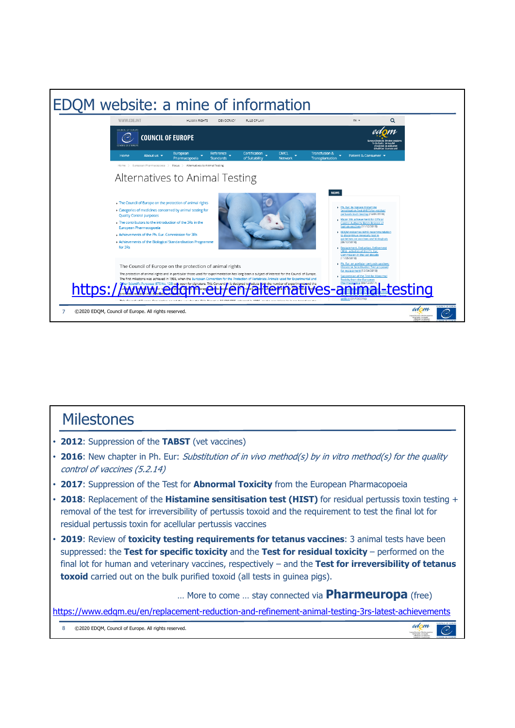# EDQM website: a mine of information

https://www.edqm.eu/en/alternatives-animal-testing

# Milestones

- **2012**: Suppression of the **TABST** (vet vaccines)
- **2016**: New chapter in Ph. Eur: *Substitution of in vivo method(s) by in vitro method(s) for the quality control of vaccines (5.2.14)*
- **2017**: Suppression of the Test for **Abnormal Toxicity** from the European Pharmacopoeia
- **2018**: Replacement of the **Histamine sensitisation test (HIST)** for residual pertussis toxin testing + removal of the test for irreversibility of pertussis toxoid and the requirement to test the final lot for residual pertussis toxin for acellular pertussis vaccines
- **2019**: Review of **toxicity testing requirements for tetanus vaccines**: 3 animal tests have been suppressed: the **Test for specific toxicity** and the **Test for residual toxicity** – performed on the final lot for human and veterinary vaccines, respectively – and the **Test for irreversibility of tetanus toxoid** carried out on the bulk purified toxoid (all tests in guinea pigs).

… More to come … stay connected via **Pharmeuropa** (free)

https://www.edqm.eu/en/replacement-reduction-and-refinement-animal-testing-3rs-latest-achievements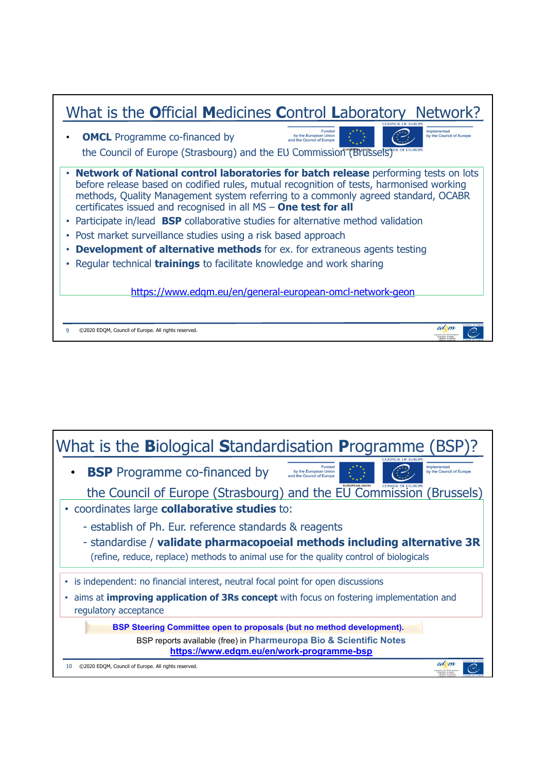# What is the **O**fficial **M**edicines **C**ontrol **L**aboratory Network?

- **OMCL** Programme co-financed by the Council of Europe (Strasbourg) and the EU Commission (Brussels)

Funded by the European Union and the Council of Europe — Implemented by the Council of Europe

- **Network of National control laboratories for batch release** performing tests on lots before release based on codified rules, mutual recognition of tests, harmonised working methods, Quality Management system referring to a commonly agreed standard, OCABR certificates issued and recognised in all MS – **One test for all**
- Participate in/lead **BSP** collaborative studies for alternative method validation
- Post market surveillance studies using a risk based approach
- **Development of alternative methods** for ex. for extraneous agents testing
- Regular technical **trainings** to facilitate knowledge and work sharing

https://www.edqm.eu/en/general-european-omcl-network-geon

©2020 EDQM, Council of Europe. All rights reserved.

# What is the **B**iological **S**tandardisation **P**rogramme (BSP)?

- **BSP** Programme co-financed by the Council of Europe (Strasbourg) and the EU Commission (Brussels)

Funded by the European Union and the Council of Europe — Implemented by the Council of Europe

- coordinates large **collaborative studies** to:
  - establish of Ph. Eur. reference standards & reagents
  - standardise / **validate pharmacopoeial methods including alternative 3R** (refine, reduce, replace) methods to animal use for the quality control of biologicals

- is independent: no financial interest, neutral focal point for open discussions
- aims at **improving application of 3Rs concept** with focus on fostering implementation and regulatory acceptance

**BSP Steering Committee open to proposals (but no method development).**

BSP reports available (free) in **Pharmeuropa Bio & Scientific Notes**

**https://www.edqm.eu/en/work-programme-bsp**

©2020 EDQM, Council of Europe. All rights reserved.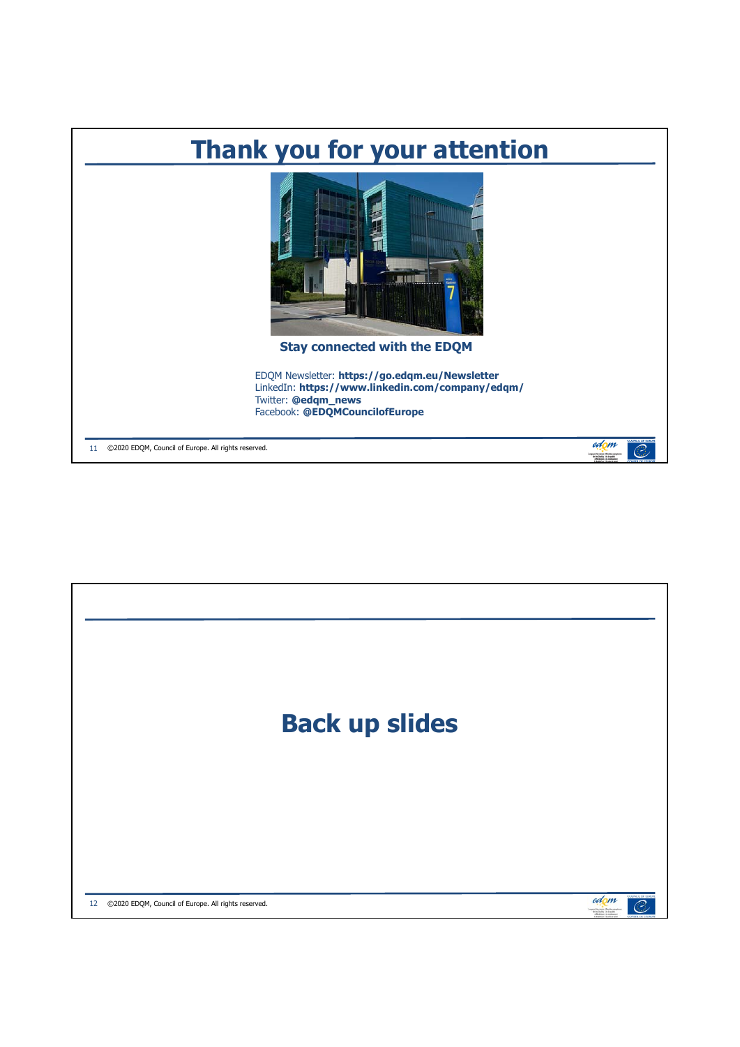# Thank you for your attention

**Stay connected with the EDQM**

EDQM Newsletter: **https://go.edqm.eu/Newsletter**
LinkedIn: **https://www.linkedin.com/company/edqm/**
Twitter: **@edqm_news**
Facebook: **@EDQMCouncilofEurope**

©2020 EDQM, Council of Europe. All rights reserved.

# Back up slides

©2020 EDQM, Council of Europe. All rights reserved.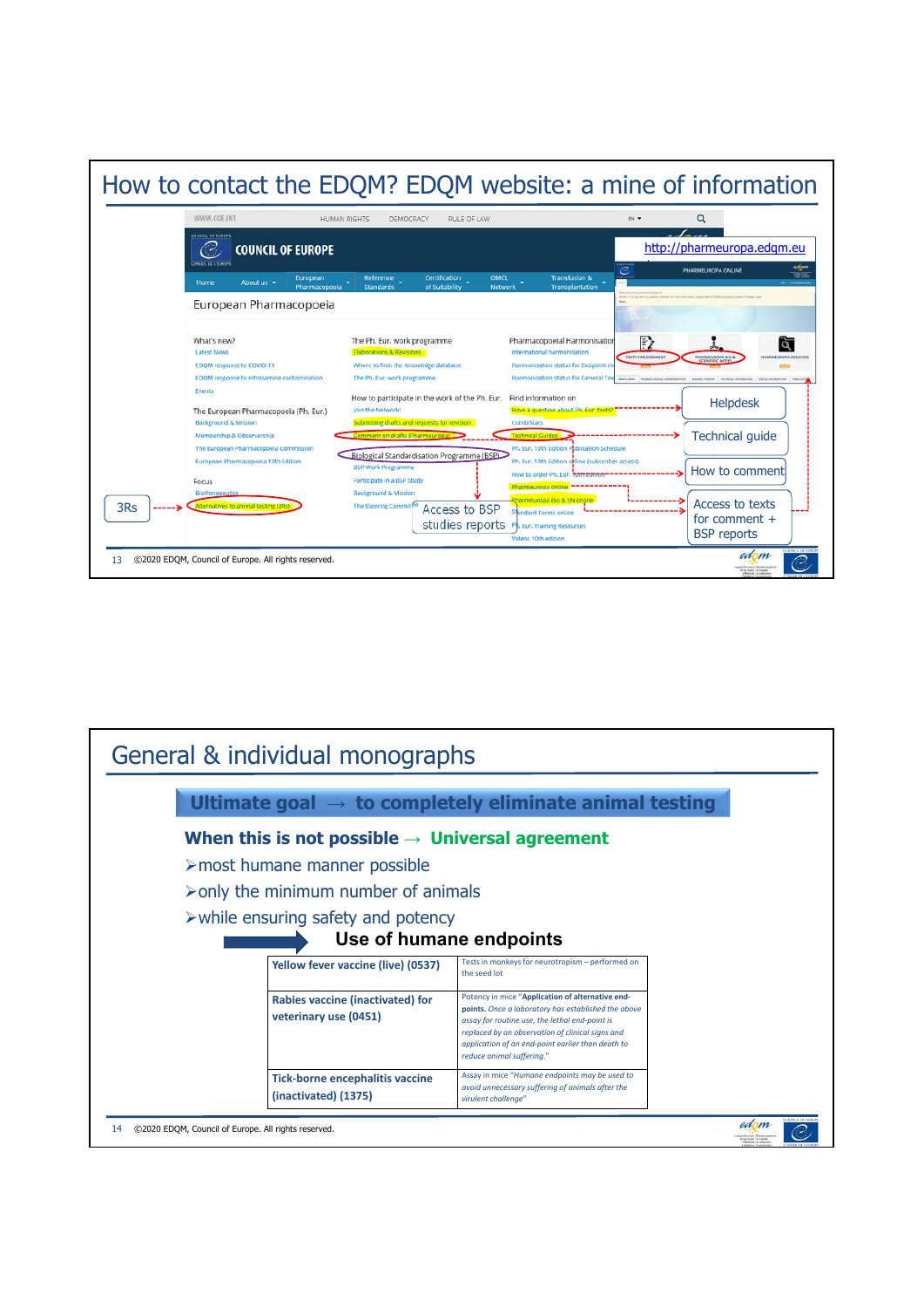# How to contact the EDQM? EDQM website: a mine of information

http://pharmeuropa.edqm.eu

- Helpdesk
- Technical guide
- How to comment
- Access to texts for comment + BSP reports
- Access to BSP studies reports
- 3Rs

©2020 EDQM, Council of Europe. All rights reserved.

# General & individual monographs

**Ultimate goal → to completely eliminate animal testing**

**When this is not possible → Universal agreement**

- most humane manner possible
- only the minimum number of animals
- while ensuring safety and potency

**Use of humane endpoints**

| | |
|---|---|
| **Yellow fever vaccine (live) (0537)** | Tests in monkeys for neurotropism – performed on the seed lot |
| **Rabies vaccine (inactivated) for veterinary use (0451)** | Potency in mice "**Application of alternative end-points.** *Once a laboratory has established the above assay for routine use, the lethal end-point is replaced by an observation of clinical signs and application of an end-point earlier than death to reduce animal suffering.*" |
| **Tick-borne encephalitis vaccine (inactivated) (1375)** | Assay in mice "*Humane endpoints may be used to avoid unnecessary suffering of animals after the virulent challenge*" |

©2020 EDQM, Council of Europe. All rights reserved.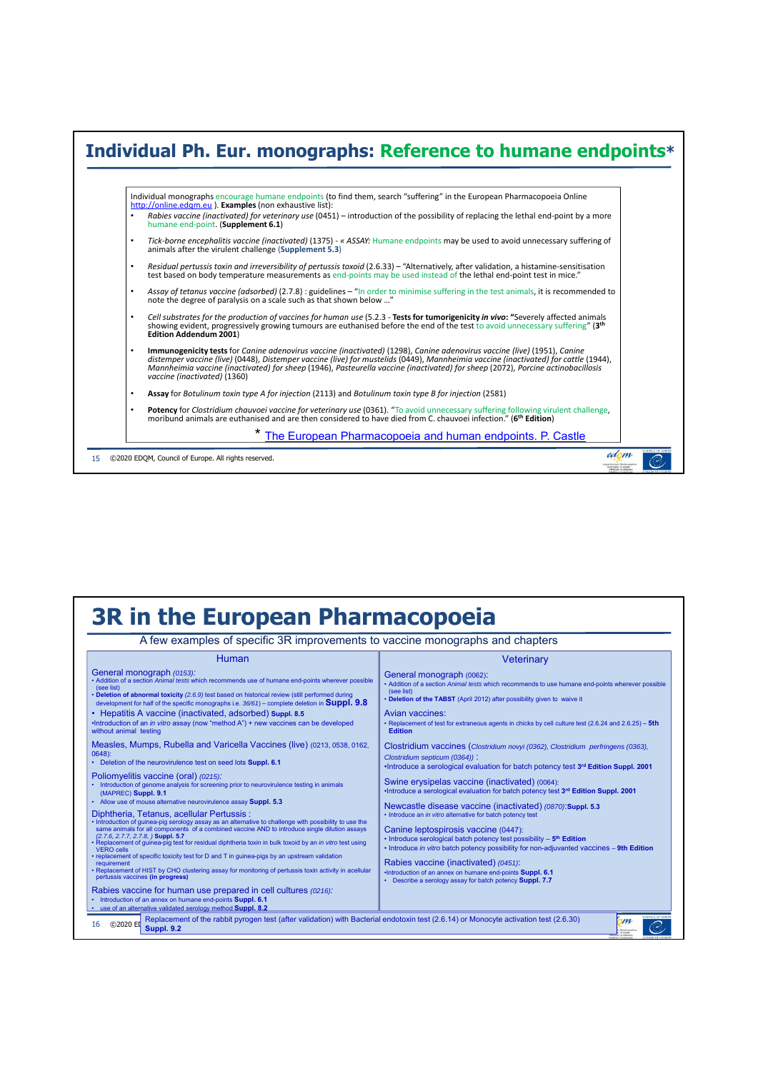# Individual Ph. Eur. monographs: Reference to humane endpoints*

Individual monographs encourage humane endpoints (to find them, search "suffering" in the European Pharmacopoeia Online http://online.edqm.eu ). **Examples** (non exhaustive list):

- *Rabies vaccine (inactivated) for veterinary use* (0451) – introduction of the possibility of replacing the lethal end-point by a more humane end-point. (**Supplement 6.1**)
- *Tick-borne encephalitis vaccine (inactivated)* (1375) - « *ASSAY:* Humane endpoints may be used to avoid unnecessary suffering of animals after the virulent challenge (**Supplement 5.3**)
- *Residual pertussis toxin and irreversibility of pertussis toxoid* (2.6.33) – "Alternatively, after validation, a histamine-sensitisation test based on body temperature measurements as end-points may be used instead of the lethal end-point test in mice."
- *Assay of tetanus vaccine (adsorbed)* (2.7.8) : guidelines – "In order to minimise suffering in the test animals, it is recommended to note the degree of paralysis on a scale such as that shown below …"
- *Cell substrates for the production of vaccines for human use* (5.2.3 - **Tests for tumorigenicity *in vivo*: "**Severely affected animals showing evident, progressively growing tumours are euthanised before the end of the test to avoid unnecessary suffering" (**3rd Edition Addendum 2001**)
- **Immunogenicity tests** for *Canine adenovirus vaccine (inactivated)* (1298), *Canine adenovirus vaccine (live)* (1951), *Canine distemper vaccine (live)* (0448), *Distemper vaccine (live) for mustelids* (0449), *Mannheimia vaccine (inactivated) for cattle* (1944), *Mannheimia vaccine (inactivated) for sheep* (1946), *Pasteurella vaccine (inactivated) for sheep* (2072), *Porcine actinobacillosis vaccine (inactivated)* (1360)
- **Assay** for *Botulinum toxin type A for injection* (2113) and *Botulinum toxin type B for injection* (2581)
- **Potency** for *Clostridium chauvoei vaccine for veterinary use* (0361). "To avoid unnecessary suffering following virulent challenge, moribund animals are euthanised and are then considered to have died from C. chauvoei infection." (**6th Edition**)

\* The European Pharmacopoeia and human endpoints. P. Castle

©2020 EDQM, Council of Europe. All rights reserved.

# 3R in the European Pharmacopoeia

A few examples of specific 3R improvements to vaccine monographs and chapters

## Human

**General monograph** *(0153)*:
- Addition of a section *Animal tests* which recommends use of humane end-points wherever possible (see list)
- **Deletion of abnormal toxicity** *(2.6.9)* test based on historical review (still performed during development for half of the specific monographs i.e. *36/61*) – complete deletion in **Suppl. 9.8**

**Hepatitis A vaccine (inactivated, adsorbed)** **Suppl. 8.5**
- Introduction of an *in vitro* assay (now "method A") + new vaccines can be developed without animal testing

**Measles, Mumps, Rubella and Varicella Vaccines (live)** (0213, 0538, 0162, 0648):
- Deletion of the neurovirulence test on seed lots **Suppl. 6.1**

**Poliomyelitis vaccine (oral)** *(0215)*:
- Introduction of genome analysis for screening prior to neurovirulence testing in animals (MAPREC) **Suppl. 9.1**
- Allow use of mouse alternative neurovirulence assay **Suppl. 5.3**

**Diphtheria, Tetanus, acellular Pertussis**:
- Introduction of guinea-pig serology assay as an alternative to challenge with possibility to use the same animals for all components of a combined vaccine AND to introduce single dilution assays *(2.7.6, 2.7.7, 2.7.8, )* **Suppl. 5.7**
- Replacement of guinea-pig test for residual diphtheria toxin in bulk toxoid by an *in vitro* test using VERO cells
- replacement of specific toxicity test for D and T in guinea-pigs by an upstream validation requirement
- Replacement of HIST by CHO clustering assay for monitoring of pertussis toxin activity in acellular pertussis vaccines **(in progress)**

**Rabies vaccine for human use prepared in cell cultures** *(0216)*:
- Introduction of an annex on humane end-points **Suppl. 6.1**
- use of an alternative validated serology method **Suppl. 8.2**

## Veterinary

**General monograph** (0062):
- Addition of a section *Animal tests* which recommends to use humane end-points wherever possible (see list)
- **Deletion of the TABST** (April 2012) after possibility given to waive it

**Avian vaccines**:
- Replacement of test for extraneous agents in chicks by cell culture test (2.6.24 and 2.6.25) – **5th Edition**

**Clostridium vaccines** (*Clostridium novyi (0362), Clostridium perfringens (0363), Clostridium septicum (0364)*) :
- Introduce a serological evaluation for batch potency test **3rd Edition Suppl. 2001**

**Swine erysipelas vaccine (inactivated)** (0064):
- Introduce a serological evaluation for batch potency test **3rd Edition Suppl. 2001**

**Newcastle disease vaccine (inactivated)** *(0870)*:**Suppl. 5.3**
- Introduce an *in vitro* alternative for batch potency test

**Canine leptospirosis vaccine** (0447):
- Introduce serological batch potency test possibility – **5th Edition**
- Introduce *in vitro* batch potency possibility for non-adjuvanted vaccines – **9th Edition**

**Rabies vaccine (inactivated)** *(0451)*:
- Introduction of an annex on humane end-points **Suppl. 6.1**
- Describe a serology assay for batch potency **Suppl. 7.7**

Replacement of the rabbit pyrogen test (after validation) with Bacterial endotoxin test (2.6.14) or Monocyte activation test (2.6.30) **Suppl. 9.2**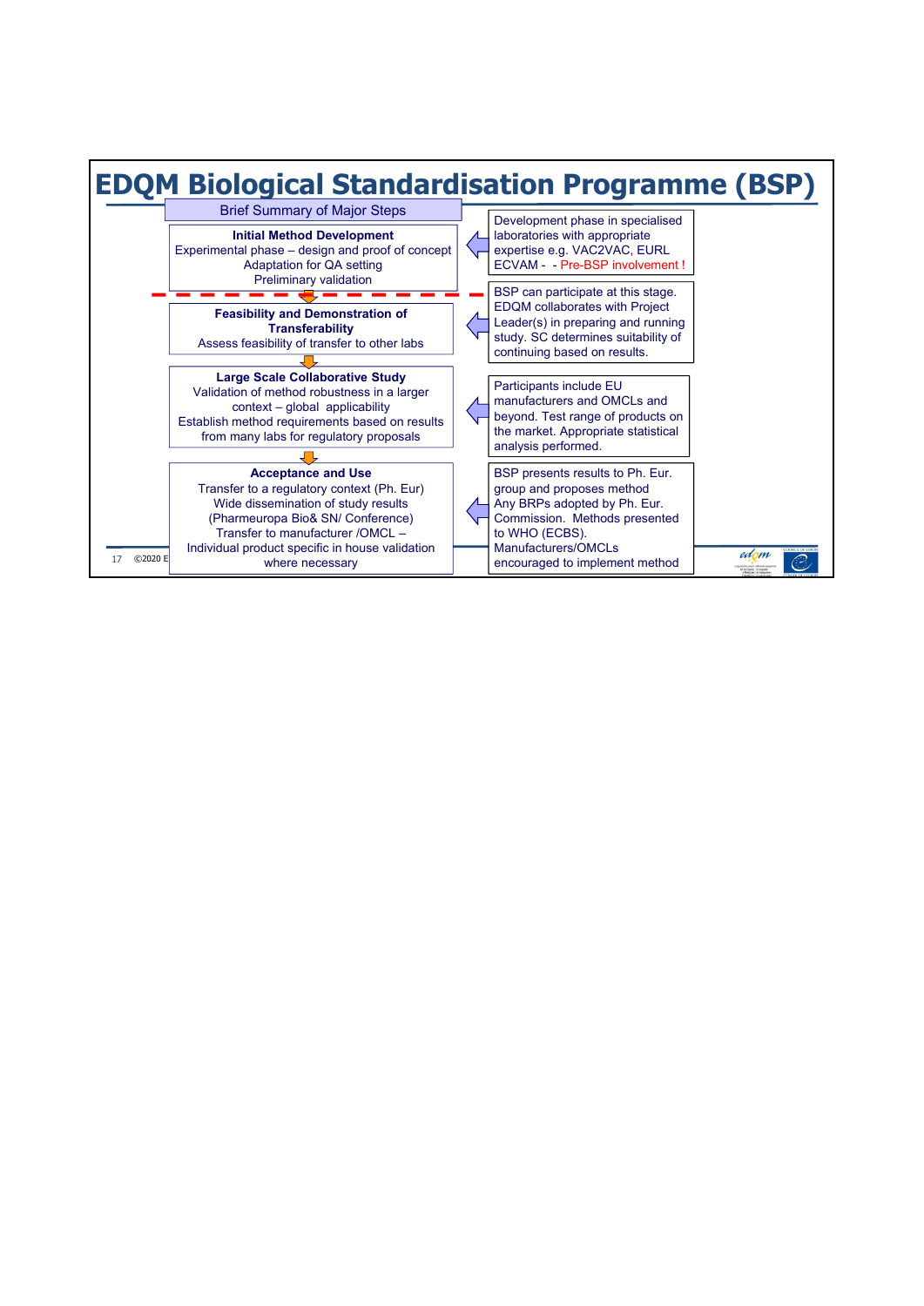# EDQM Biological Standardisation Programme (BSP)

## Brief Summary of Major Steps

**Initial Method Development**
Experimental phase – design and proof of concept
Adaptation for QA setting
Preliminary validation

Development phase in specialised laboratories with appropriate expertise e.g. VAC2VAC, EURL ECVAM - - Pre-BSP involvement !

**Feasibility and Demonstration of Transferability**
Assess feasibility of transfer to other labs

BSP can participate at this stage. EDQM collaborates with Project Leader(s) in preparing and running study. SC determines suitability of continuing based on results.

**Large Scale Collaborative Study**
Validation of method robustness in a larger context – global applicability
Establish method requirements based on results from many labs for regulatory proposals

Participants include EU manufacturers and OMCLs and beyond. Test range of products on the market. Appropriate statistical analysis performed.

**Acceptance and Use**
Transfer to a regulatory context (Ph. Eur)
Wide dissemination of study results (Pharmeuropa Bio& SN/ Conference)
Transfer to manufacturer /OMCL –
Individual product specific in house validation where necessary

BSP presents results to Ph. Eur. group and proposes method
Any BRPs adopted by Ph. Eur. Commission. Methods presented to WHO (ECBS).
Manufacturers/OMCLs encouraged to implement method

©2020 E